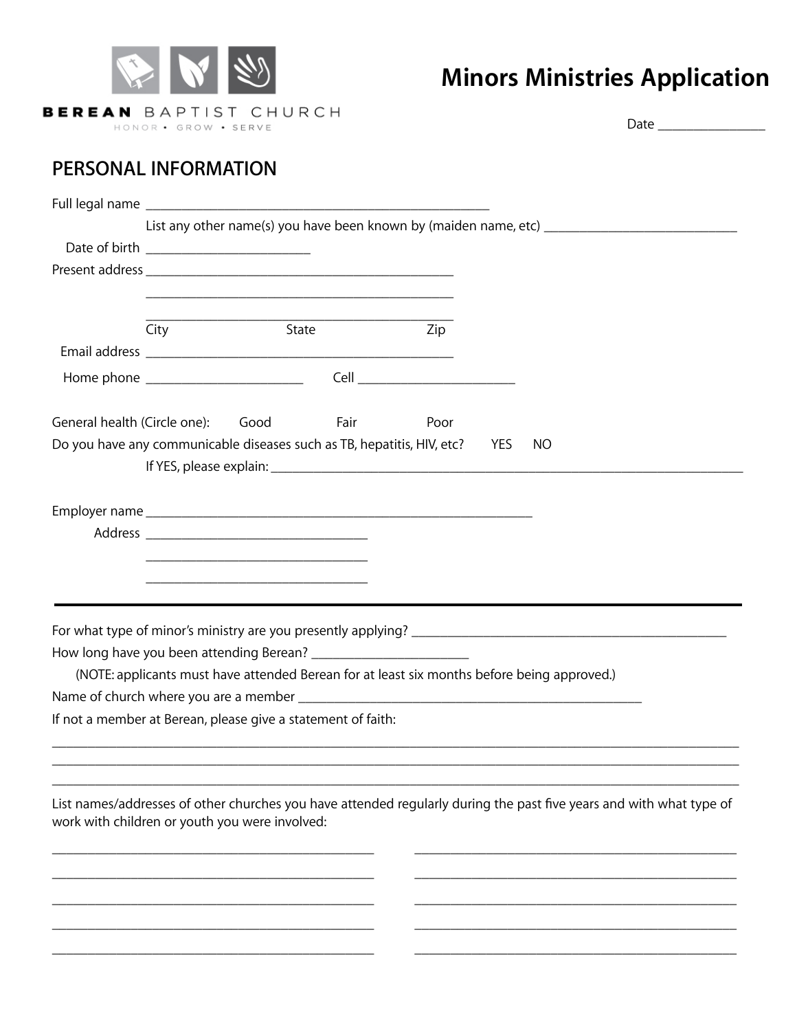BEREAN BAPTIST CHURCH

HONOR • GROW • SERVE

# Minors Ministries Application

Date ________________

## PERSONAL INFORMATION

Full legal name ____________________________________________________

List any other name(s) you have been known by (maiden name, etc) ______________________________

Date of birth _________________________

Present address ______________________________________________

______________________________________________

______________________________________________

City State Zip

Email address ______________________________________________

Home phone _______________________ Cell _______________________

General health (Circle one): Good Fair Poor

Do you have any communicable diseases such as TB, hepatitis, HIV, etc? YES NO

If YES, please explain: _________________________________________________________________________

Employer name _________________________________________________________

Address _________________________________

_________________________________

_________________________________

---

For what type of minor's ministry are you presently applying? ________________________________________________

How long have you been attending Berean? _______________________

(NOTE: applicants must have attended Berean for at least six months before being approved.)

Name of church where you are a member _____________________________________________________

If not a member at Berean, please give a statement of faith:

_____________________________________________________________________________________________

_____________________________________________________________________________________________

_____________________________________________________________________________________________

List names/addresses of other churches you have attended regularly during the past five years and with what type of work with children or youth you were involved:

________________________________________________ ________________________________________________

________________________________________________ ________________________________________________

________________________________________________ ________________________________________________

________________________________________________ ________________________________________________

________________________________________________ ________________________________________________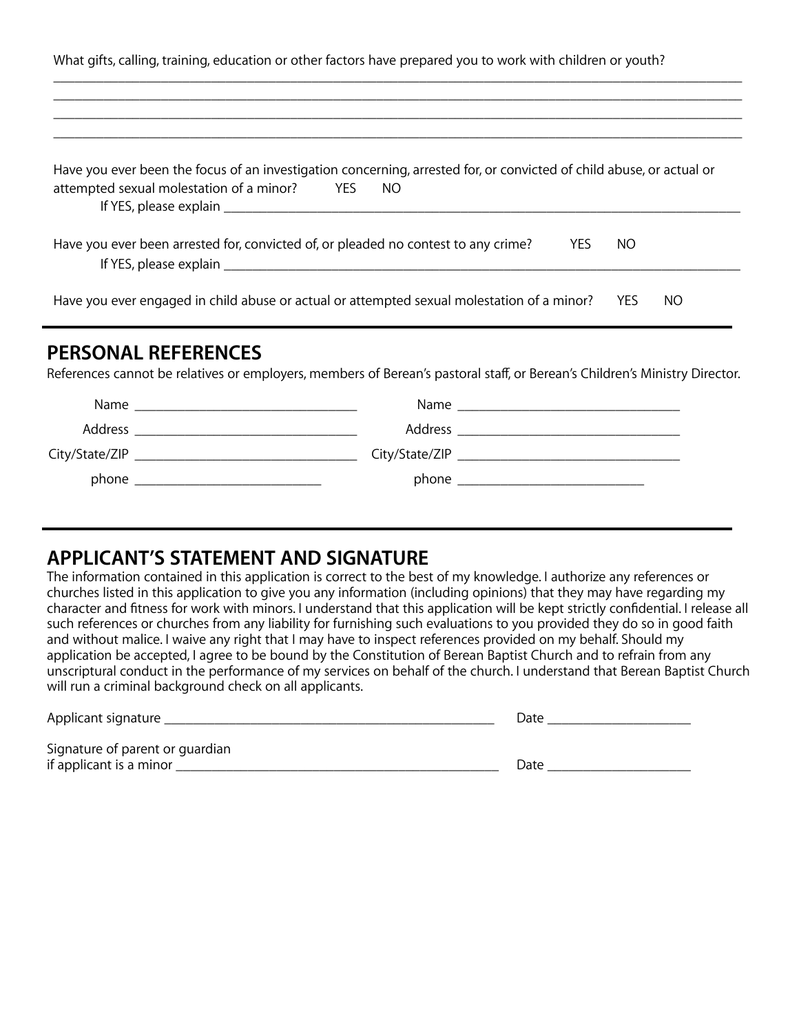What gifts, calling, training, education or other factors have prepared you to work with children or youth?

______________________________________________________________________________________________

______________________________________________________________________________________________

______________________________________________________________________________________________

______________________________________________________________________________________________

Have you ever been the focus of an investigation concerning, arrested for, or convicted of child abuse, or actual or attempted sexual molestation of a minor? YES NO

If YES, please explain ______________________________________________________________________

Have you ever been arrested for, convicted of, or pleaded no contest to any crime? YES NO

If YES, please explain ______________________________________________________________________

Have you ever engaged in child abuse or actual or attempted sexual molestation of a minor? YES NO

## PERSONAL REFERENCES

References cannot be relatives or employers, members of Berean's pastoral staff, or Berean's Children's Ministry Director.

Name ________________________________ Name ________________________________

Address ________________________________ Address ________________________________

City/State/ZIP ________________________________ City/State/ZIP ________________________________

phone ___________________________ phone ___________________________

## APPLICANT'S STATEMENT AND SIGNATURE

The information contained in this application is correct to the best of my knowledge. I authorize any references or churches listed in this application to give you any information (including opinions) that they may have regarding my character and fitness for work with minors. I understand that this application will be kept strictly confidential. I release all such references or churches from any liability for furnishing such evaluations to you provided they do so in good faith and without malice. I waive any right that I may have to inspect references provided on my behalf. Should my application be accepted, I agree to be bound by the Constitution of Berean Baptist Church and to refrain from any unscriptural conduct in the performance of my services on behalf of the church. I understand that Berean Baptist Church will run a criminal background check on all applicants.

Applicant signature ________________________________________________ Date ____________________

Signature of parent or guardian
if applicant is a minor ________________________________________________ Date ____________________